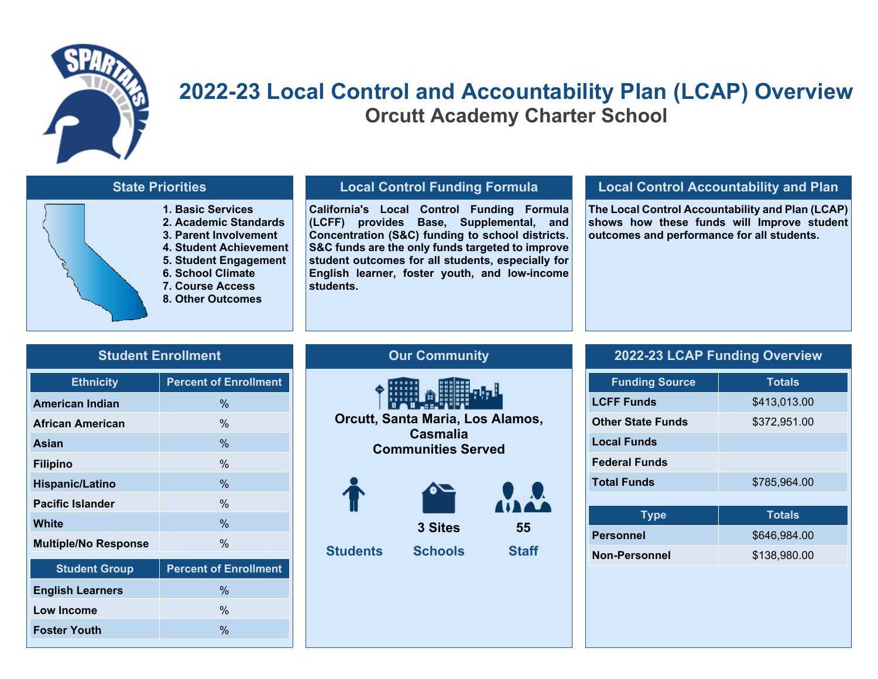# 2022-23 Local Control and Accountability Plan (LCAP) Overview

## Orcutt Academy Charter School

### State Priorities

1. Basic Services
2. Academic Standards
3. Parent Involvement
4. Student Achievement
5. Student Engagement
6. School Climate
7. Course Access
8. Other Outcomes

### Local Control Funding Formula

**California's Local Control Funding Formula (LCFF) provides Base, Supplemental, and Concentration (S&C) funding to school districts. S&C funds are the only funds targeted to improve student outcomes for all students, especially for English learner, foster youth, and low-income students.**

### Local Control Accountability and Plan

**The Local Control Accountability and Plan (LCAP) shows how these funds will Improve student outcomes and performance for all students.**

### Student Enrollment

| Ethnicity | Percent of Enrollment |
|---|---|
| American Indian | % |
| African American | % |
| Asian | % |
| Filipino | % |
| Hispanic/Latino | % |
| Pacific Islander | % |
| White | % |
| Multiple/No Response | % |

| Student Group | Percent of Enrollment |
|---|---|
| English Learners | % |
| Low Income | % |
| Foster Youth | % |

### Our Community

**Orcutt, Santa Maria, Los Alamos, Casmalia**
**Communities Served**

| Students | Schools | Staff |
|---|---|---|
| | 3 Sites | 55 |

### 2022-23 LCAP Funding Overview

| Funding Source | Totals |
|---|---|
| LCFF Funds | $413,013.00 |
| Other State Funds | $372,951.00 |
| Local Funds | |
| Federal Funds | |
| Total Funds | $785,964.00 |

| Type | Totals |
|---|---|
| Personnel | $646,984.00 |
| Non-Personnel | $138,980.00 |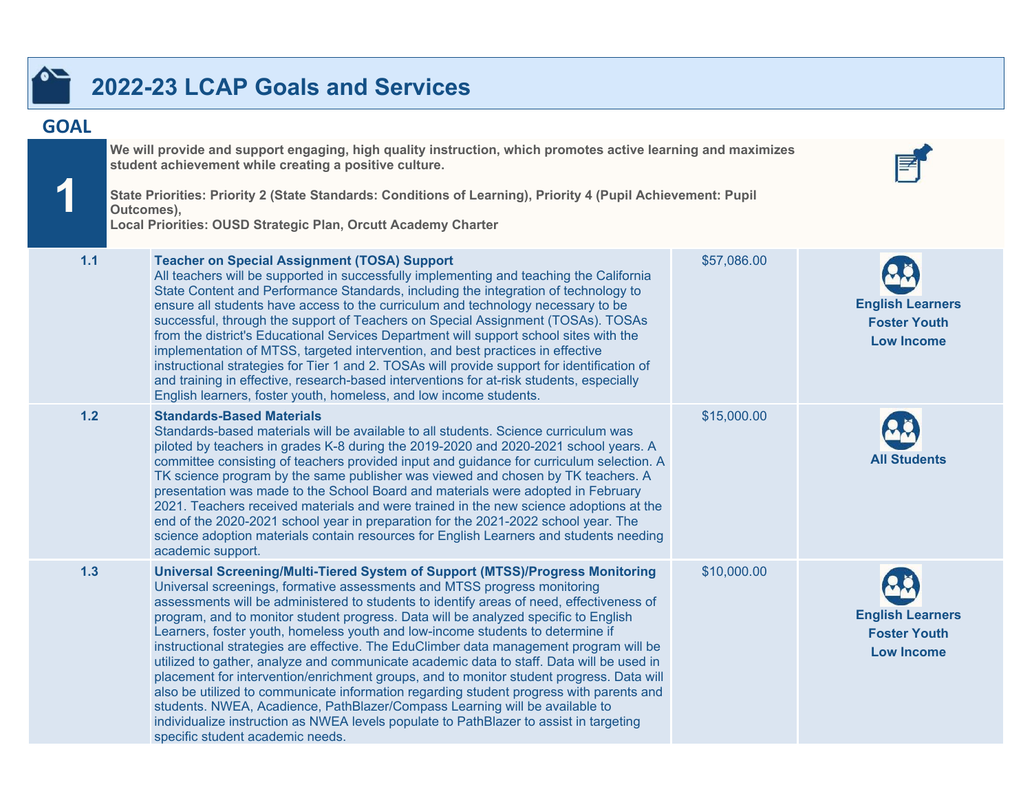# 2022-23 LCAP Goals and Services

## GOAL 1

**We will provide and support engaging, high quality instruction, which promotes active learning and maximizes student achievement while creating a positive culture.**

**State Priorities: Priority 2 (State Standards: Conditions of Learning), Priority 4 (Pupil Achievement: Pupil Outcomes),**
**Local Priorities: OUSD Strategic Plan, Orcutt Academy Charter**

| Action | Description | Amount | Students Served |
|---|---|---|---|
| 1.1 | **Teacher on Special Assignment (TOSA) Support**<br>All teachers will be supported in successfully implementing and teaching the California State Content and Performance Standards, including the integration of technology to ensure all students have access to the curriculum and technology necessary to be successful, through the support of Teachers on Special Assignment (TOSAs). TOSAs from the district's Educational Services Department will support school sites with the implementation of MTSS, targeted intervention, and best practices in effective instructional strategies for Tier 1 and 2. TOSAs will provide support for identification of and training in effective, research-based interventions for at-risk students, especially English learners, foster youth, homeless, and low income students. | $57,086.00 | **English Learners<br>Foster Youth<br>Low Income** |
| 1.2 | **Standards-Based Materials**<br>Standards-based materials will be available to all students. Science curriculum was piloted by teachers in grades K-8 during the 2019-2020 and 2020-2021 school years. A committee consisting of teachers provided input and guidance for curriculum selection. A TK science program by the same publisher was viewed and chosen by TK teachers. A presentation was made to the School Board and materials were adopted in February 2021. Teachers received materials and were trained in the new science adoptions at the end of the 2020-2021 school year in preparation for the 2021-2022 school year. The science adoption materials contain resources for English Learners and students needing academic support. | $15,000.00 | **All Students** |
| 1.3 | **Universal Screening/Multi-Tiered System of Support (MTSS)/Progress Monitoring**<br>Universal screenings, formative assessments and MTSS progress monitoring assessments will be administered to students to identify areas of need, effectiveness of program, and to monitor student progress. Data will be analyzed specific to English Learners, foster youth, homeless youth and low-income students to determine if instructional strategies are effective. The EduClimber data management program will be utilized to gather, analyze and communicate academic data to staff. Data will be used in placement for intervention/enrichment groups, and to monitor student progress. Data will also be utilized to communicate information regarding student progress with parents and students. NWEA, Acadience, PathBlazer/Compass Learning will be available to individualize instruction as NWEA levels populate to PathBlazer to assist in targeting specific student academic needs. | $10,000.00 | **English Learners<br>Foster Youth<br>Low Income** |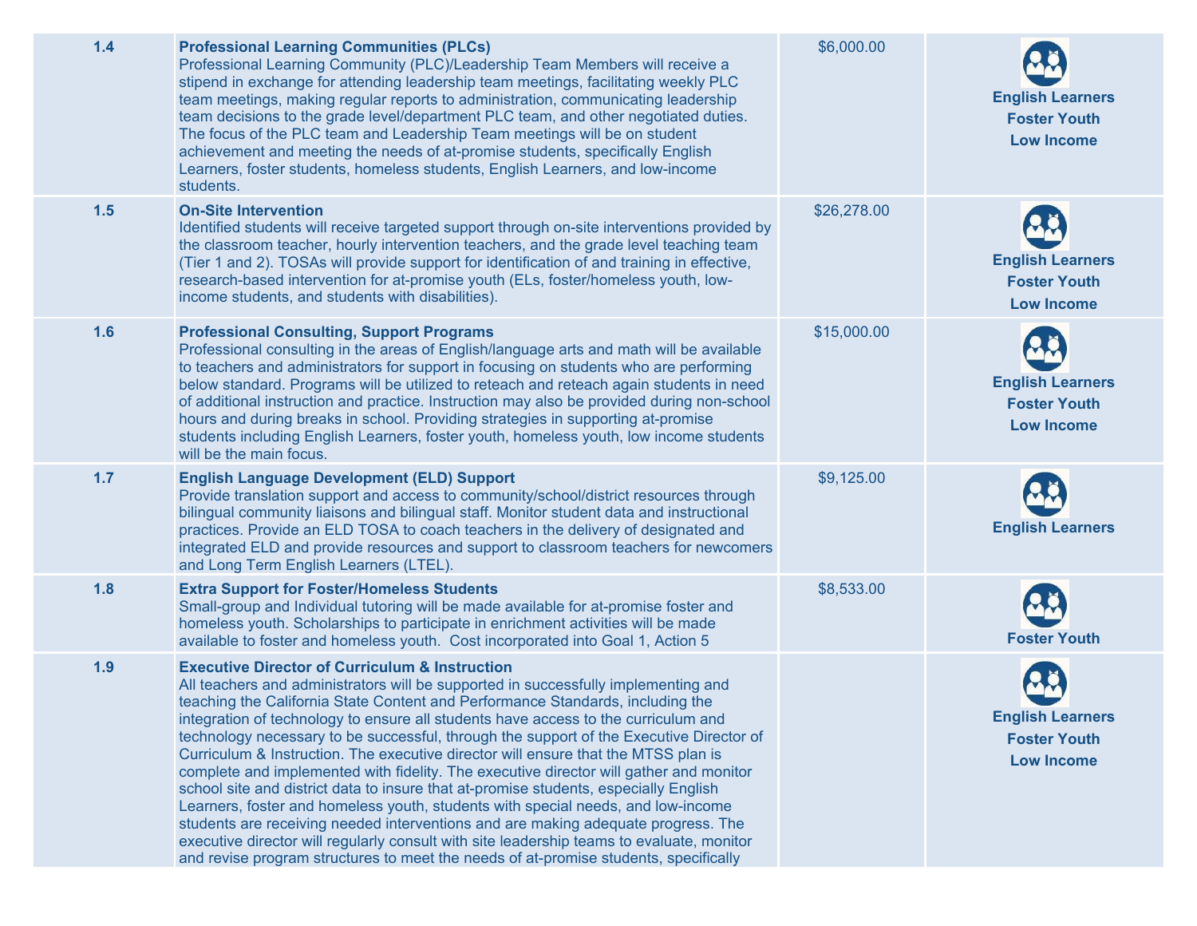| | | | |
|---|---|---|---|
| 1.4 | **Professional Learning Communities (PLCs)**<br>Professional Learning Community (PLC)/Leadership Team Members will receive a stipend in exchange for attending leadership team meetings, facilitating weekly PLC team meetings, making regular reports to administration, communicating leadership team decisions to the grade level/department PLC team, and other negotiated duties. The focus of the PLC team and Leadership Team meetings will be on student achievement and meeting the needs of at-promise students, specifically English Learners, foster students, homeless students, English Learners, and low-income students. | $6,000.00 | **English Learners**<br>**Foster Youth**<br>**Low Income** |
| 1.5 | **On-Site Intervention**<br>Identified students will receive targeted support through on-site interventions provided by the classroom teacher, hourly intervention teachers, and the grade level teaching team (Tier 1 and 2). TOSAs will provide support for identification of and training in effective, research-based intervention for at-promise youth (ELs, foster/homeless youth, low-income students, and students with disabilities). | $26,278.00 | **English Learners**<br>**Foster Youth**<br>**Low Income** |
| 1.6 | **Professional Consulting, Support Programs**<br>Professional consulting in the areas of English/language arts and math will be available to teachers and administrators for support in focusing on students who are performing below standard. Programs will be utilized to reteach and reteach again students in need of additional instruction and practice. Instruction may also be provided during non-school hours and during breaks in school. Providing strategies in supporting at-promise students including English Learners, foster youth, homeless youth, low income students will be the main focus. | $15,000.00 | **English Learners**<br>**Foster Youth**<br>**Low Income** |
| 1.7 | **English Language Development (ELD) Support**<br>Provide translation support and access to community/school/district resources through bilingual community liaisons and bilingual staff. Monitor student data and instructional practices. Provide an ELD TOSA to coach teachers in the delivery of designated and integrated ELD and provide resources and support to classroom teachers for newcomers and Long Term English Learners (LTEL). | $9,125.00 | **English Learners** |
| 1.8 | **Extra Support for Foster/Homeless Students**<br>Small-group and Individual tutoring will be made available for at-promise foster and homeless youth. Scholarships to participate in enrichment activities will be made available to foster and homeless youth. Cost incorporated into Goal 1, Action 5 | $8,533.00 | **Foster Youth** |
| 1.9 | **Executive Director of Curriculum & Instruction**<br>All teachers and administrators will be supported in successfully implementing and teaching the California State Content and Performance Standards, including the integration of technology to ensure all students have access to the curriculum and technology necessary to be successful, through the support of the Executive Director of Curriculum & Instruction. The executive director will ensure that the MTSS plan is complete and implemented with fidelity. The executive director will gather and monitor school site and district data to insure that at-promise students, especially English Learners, foster and homeless youth, students with special needs, and low-income students are receiving needed interventions and are making adequate progress. The executive director will regularly consult with site leadership teams to evaluate, monitor and revise program structures to meet the needs of at-promise students, specifically | | **English Learners**<br>**Foster Youth**<br>**Low Income** |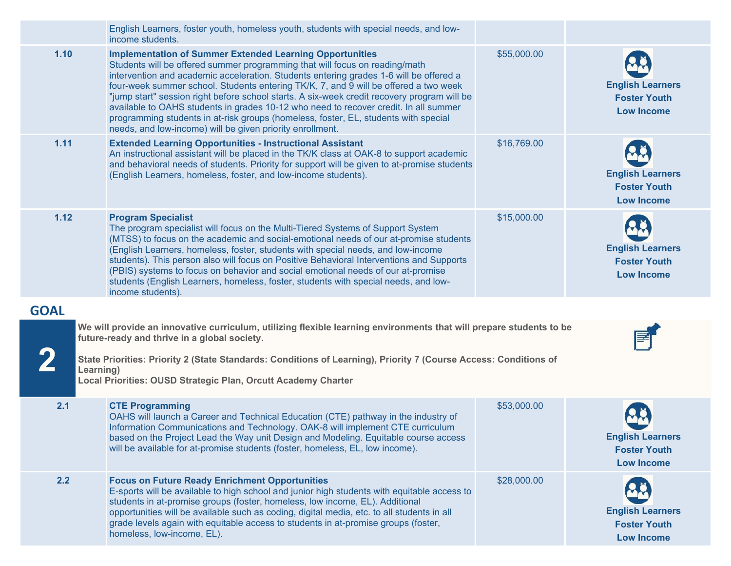| | | | |
|---|---|---|---|
| | English Learners, foster youth, homeless youth, students with special needs, and low-income students. | | |
| 1.10 | **Implementation of Summer Extended Learning Opportunities**<br>Students will be offered summer programming that will focus on reading/math intervention and academic acceleration. Students entering grades 1-6 will be offered a four-week summer school. Students entering TK/K, 7, and 9 will be offered a two week "jump start" session right before school starts. A six-week credit recovery program will be available to OAHS students in grades 10-12 who need to recover credit. In all summer programming students in at-risk groups (homeless, foster, EL, students with special needs, and low-income) will be given priority enrollment. | $55,000.00 | **English Learners**<br>**Foster Youth**<br>**Low Income** |
| 1.11 | **Extended Learning Opportunities - Instructional Assistant**<br>An instructional assistant will be placed in the TK/K class at OAK-8 to support academic and behavioral needs of students. Priority for support will be given to at-promise students (English Learners, homeless, foster, and low-income students). | $16,769.00 | **English Learners**<br>**Foster Youth**<br>**Low Income** |
| 1.12 | **Program Specialist**<br>The program specialist will focus on the Multi-Tiered Systems of Support System (MTSS) to focus on the academic and social-emotional needs of our at-promise students (English Learners, homeless, foster, students with special needs, and low-income students). This person also will focus on Positive Behavioral Interventions and Supports (PBIS) systems to focus on behavior and social emotional needs of our at-promise students (English Learners, homeless, foster, students with special needs, and low-income students). | $15,000.00 | **English Learners**<br>**Foster Youth**<br>**Low Income** |

## GOAL 2

**We will provide an innovative curriculum, utilizing flexible learning environments that will prepare students to be future-ready and thrive in a global society.**

**State Priorities: Priority 2 (State Standards: Conditions of Learning), Priority 7 (Course Access: Conditions of Learning)**
**Local Priorities: OUSD Strategic Plan, Orcutt Academy Charter**

| | | | |
|---|---|---|---|
| 2.1 | **CTE Programming**<br>OAHS will launch a Career and Technical Education (CTE) pathway in the industry of Information Communications and Technology. OAK-8 will implement CTE curriculum based on the Project Lead the Way unit Design and Modeling. Equitable course access will be available for at-promise students (foster, homeless, EL, low income). | $53,000.00 | **English Learners**<br>**Foster Youth**<br>**Low Income** |
| 2.2 | **Focus on Future Ready Enrichment Opportunities**<br>E-sports will be available to high school and junior high students with equitable access to students in at-promise groups (foster, homeless, low income, EL). Additional opportunities will be available such as coding, digital media, etc. to all students in all grade levels again with equitable access to students in at-promise groups (foster, homeless, low-income, EL). | $28,000.00 | **English Learners**<br>**Foster Youth**<br>**Low Income** |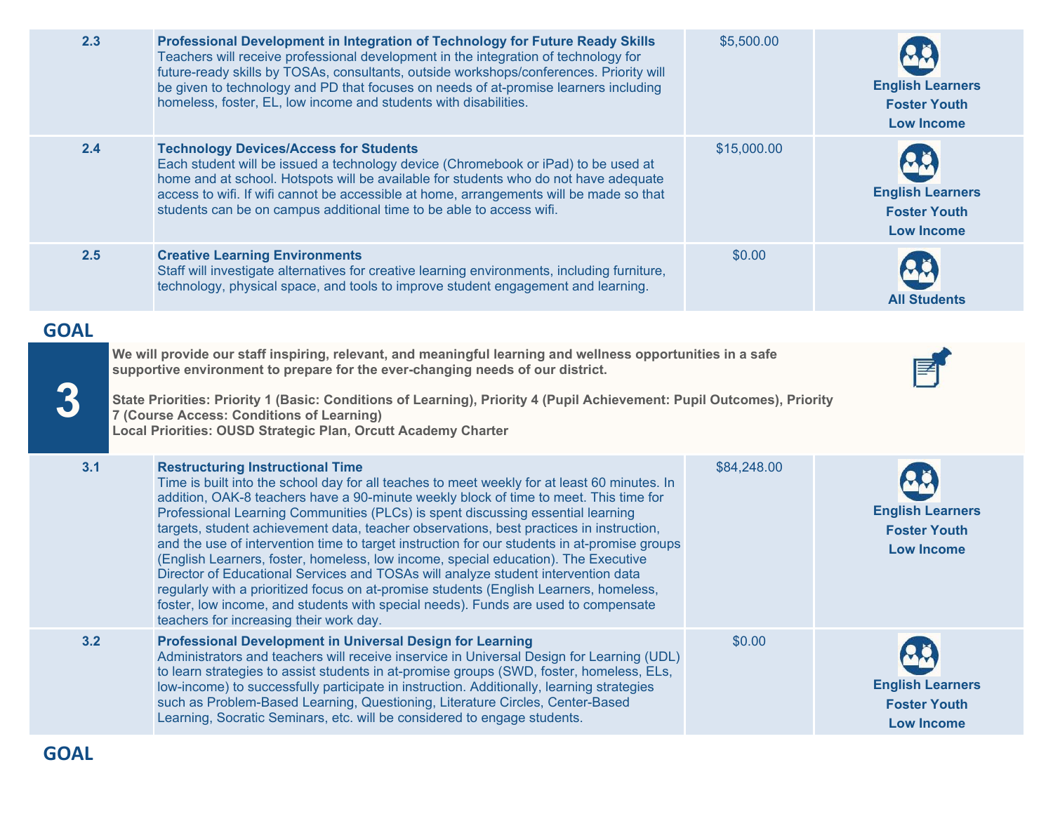| | | | |
|---|---|---|---|
| 2.3 | **Professional Development in Integration of Technology for Future Ready Skills** Teachers will receive professional development in the integration of technology for future-ready skills by TOSAs, consultants, outside workshops/conferences. Priority will be given to technology and PD that focuses on needs of at-promise learners including homeless, foster, EL, low income and students with disabilities. | $5,500.00 | **English Learners** **Foster Youth** **Low Income** |
| 2.4 | **Technology Devices/Access for Students** Each student will be issued a technology device (Chromebook or iPad) to be used at home and at school. Hotspots will be available for students who do not have adequate access to wifi. If wifi cannot be accessible at home, arrangements will be made so that students can be on campus additional time to be able to access wifi. | $15,000.00 | **English Learners** **Foster Youth** **Low Income** |
| 2.5 | **Creative Learning Environments** Staff will investigate alternatives for creative learning environments, including furniture, technology, physical space, and tools to improve student engagement and learning. | $0.00 | **All Students** |

## GOAL 3

**We will provide our staff inspiring, relevant, and meaningful learning and wellness opportunities in a safe supportive environment to prepare for the ever-changing needs of our district.**

**State Priorities: Priority 1 (Basic: Conditions of Learning), Priority 4 (Pupil Achievement: Pupil Outcomes), Priority 7 (Course Access: Conditions of Learning)**
**Local Priorities: OUSD Strategic Plan, Orcutt Academy Charter**

| | | | |
|---|---|---|---|
| 3.1 | **Restructuring Instructional Time** Time is built into the school day for all teaches to meet weekly for at least 60 minutes. In addition, OAK-8 teachers have a 90-minute weekly block of time to meet. This time for Professional Learning Communities (PLCs) is spent discussing essential learning targets, student achievement data, teacher observations, best practices in instruction, and the use of intervention time to target instruction for our students in at-promise groups (English Learners, foster, homeless, low income, special education). The Executive Director of Educational Services and TOSAs will analyze student intervention data regularly with a prioritized focus on at-promise students (English Learners, homeless, foster, low income, and students with special needs). Funds are used to compensate teachers for increasing their work day. | $84,248.00 | **English Learners** **Foster Youth** **Low Income** |
| 3.2 | **Professional Development in Universal Design for Learning** Administrators and teachers will receive inservice in Universal Design for Learning (UDL) to learn strategies to assist students in at-promise groups (SWD, foster, homeless, ELs, low-income) to successfully participate in instruction. Additionally, learning strategies such as Problem-Based Learning, Questioning, Literature Circles, Center-Based Learning, Socratic Seminars, etc. will be considered to engage students. | $0.00 | **English Learners** **Foster Youth** **Low Income** |

## GOAL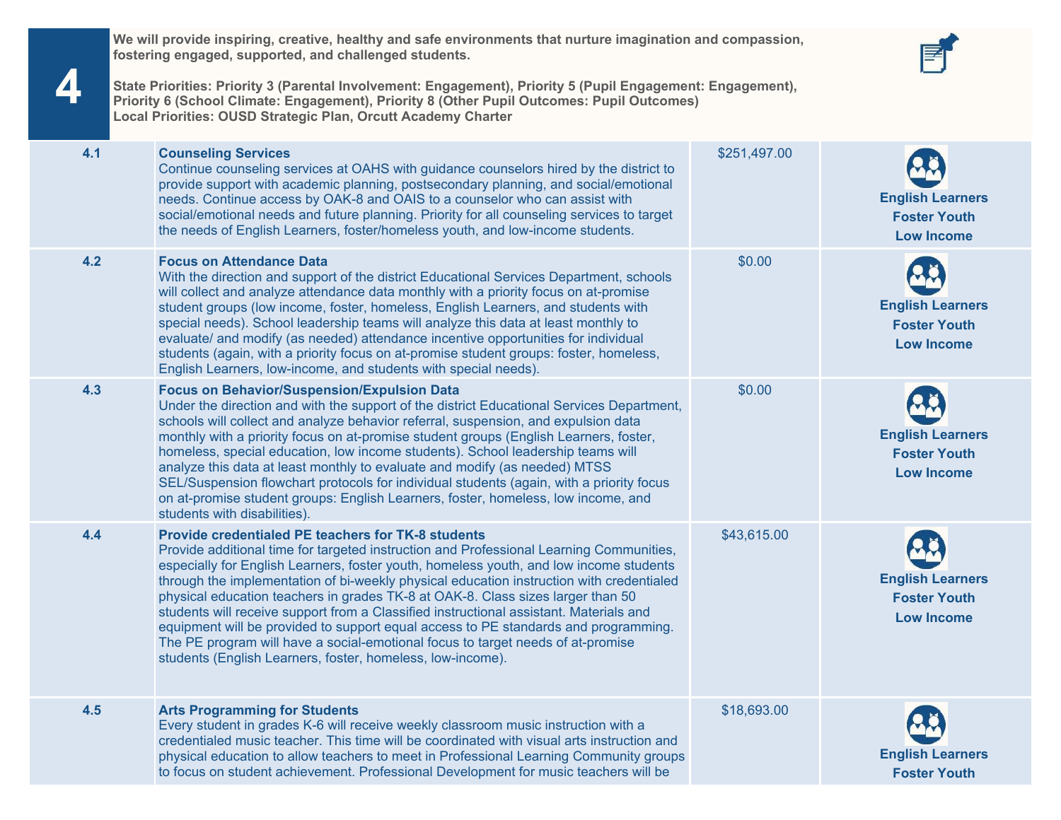| 4 | We will provide inspiring, creative, healthy and safe environments that nurture imagination and compassion, fostering engaged, supported, and challenged students.<br><br>State Priorities: Priority 3 (Parental Involvement: Engagement), Priority 5 (Pupil Engagement: Engagement), Priority 6 (School Climate: Engagement), Priority 8 (Other Pupil Outcomes: Pupil Outcomes)<br>Local Priorities: OUSD Strategic Plan, Orcutt Academy Charter | | |
|---|---|---|---|
| 4.1 | **Counseling Services**<br>Continue counseling services at OAHS with guidance counselors hired by the district to provide support with academic planning, postsecondary planning, and social/emotional needs. Continue access by OAK-8 and OAIS to a counselor who can assist with social/emotional needs and future planning. Priority for all counseling services to target the needs of English Learners, foster/homeless youth, and low-income students. | $251,497.00 | English Learners<br>Foster Youth<br>Low Income |
| 4.2 | **Focus on Attendance Data**<br>With the direction and support of the district Educational Services Department, schools will collect and analyze attendance data monthly with a priority focus on at-promise student groups (low income, foster, homeless, English Learners, and students with special needs). School leadership teams will analyze this data at least monthly to evaluate/ and modify (as needed) attendance incentive opportunities for individual students (again, with a priority focus on at-promise student groups: foster, homeless, English Learners, low-income, and students with special needs). | $0.00 | English Learners<br>Foster Youth<br>Low Income |
| 4.3 | **Focus on Behavior/Suspension/Expulsion Data**<br>Under the direction and with the support of the district Educational Services Department, schools will collect and analyze behavior referral, suspension, and expulsion data monthly with a priority focus on at-promise student groups (English Learners, foster, homeless, special education, low income students). School leadership teams will analyze this data at least monthly to evaluate and modify (as needed) MTSS SEL/Suspension flowchart protocols for individual students (again, with a priority focus on at-promise student groups: English Learners, foster, homeless, low income, and students with disabilities). | $0.00 | English Learners<br>Foster Youth<br>Low Income |
| 4.4 | **Provide credentialed PE teachers for TK-8 students**<br>Provide additional time for targeted instruction and Professional Learning Communities, especially for English Learners, foster youth, homeless youth, and low income students through the implementation of bi-weekly physical education instruction with credentialed physical education teachers in grades TK-8 at OAK-8. Class sizes larger than 50 students will receive support from a Classified instructional assistant. Materials and equipment will be provided to support equal access to PE standards and programming. The PE program will have a social-emotional focus to target needs of at-promise students (English Learners, foster, homeless, low-income). | $43,615.00 | English Learners<br>Foster Youth<br>Low Income |
| 4.5 | **Arts Programming for Students**<br>Every student in grades K-6 will receive weekly classroom music instruction with a credentialed music teacher. This time will be coordinated with visual arts instruction and physical education to allow teachers to meet in Professional Learning Community groups to focus on student achievement. Professional Development for music teachers will be | $18,693.00 | English Learners<br>Foster Youth |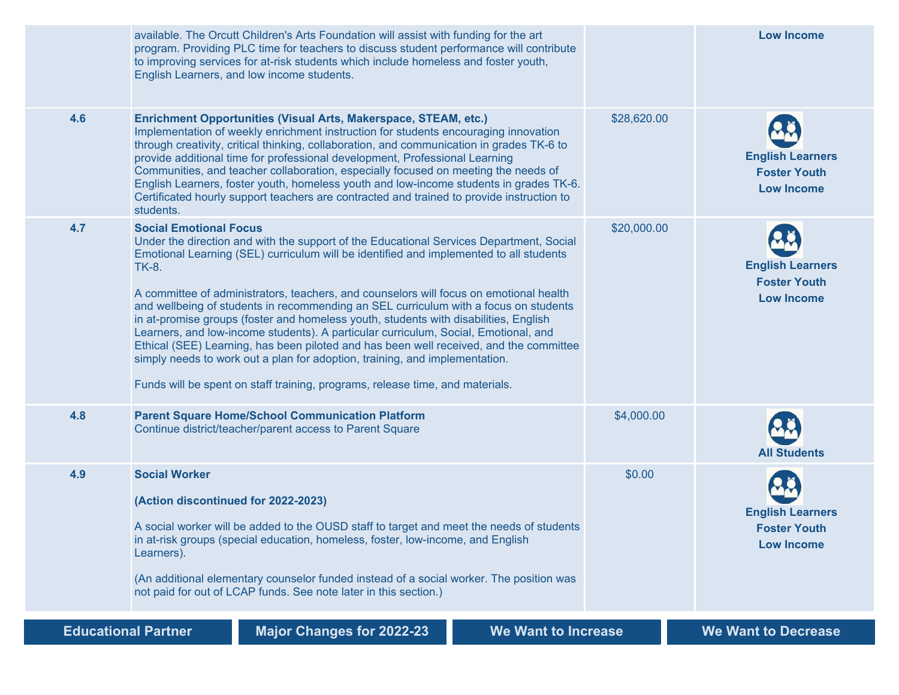| | | | |
|---|---|---|---|
| | available. The Orcutt Children's Arts Foundation will assist with funding for the art program. Providing PLC time for teachers to discuss student performance will contribute to improving services for at-risk students which include homeless and foster youth, English Learners, and low income students. | | **Low Income** |
| 4.6 | **Enrichment Opportunities (Visual Arts, Makerspace, STEAM, etc.)**<br>Implementation of weekly enrichment instruction for students encouraging innovation through creativity, critical thinking, collaboration, and communication in grades TK-6 to provide additional time for professional development, Professional Learning Communities, and teacher collaboration, especially focused on meeting the needs of English Learners, foster youth, homeless youth and low-income students in grades TK-6. Certificated hourly support teachers are contracted and trained to provide instruction to students. | $28,620.00 | **English Learners**<br>**Foster Youth**<br>**Low Income** |
| 4.7 | **Social Emotional Focus**<br>Under the direction and with the support of the Educational Services Department, Social Emotional Learning (SEL) curriculum will be identified and implemented to all students TK-8.<br><br>A committee of administrators, teachers, and counselors will focus on emotional health and wellbeing of students in recommending an SEL curriculum with a focus on students in at-promise groups (foster and homeless youth, students with disabilities, English Learners, and low-income students). A particular curriculum, Social, Emotional, and Ethical (SEE) Learning, has been piloted and has been well received, and the committee simply needs to work out a plan for adoption, training, and implementation.<br><br>Funds will be spent on staff training, programs, release time, and materials. | $20,000.00 | **English Learners**<br>**Foster Youth**<br>**Low Income** |
| 4.8 | **Parent Square Home/School Communication Platform**<br>Continue district/teacher/parent access to Parent Square | $4,000.00 | **All Students** |
| 4.9 | **Social Worker**<br><br>**(Action discontinued for 2022-2023)**<br><br>A social worker will be added to the OUSD staff to target and meet the needs of students in at-risk groups (special education, homeless, foster, low-income, and English Learners).<br><br>(An additional elementary counselor funded instead of a social worker. The position was not paid for out of LCAP funds. See note later in this section.) | $0.00 | **English Learners**<br>**Foster Youth**<br>**Low Income** |

| Educational Partner | Major Changes for 2022-23 | We Want to Increase | We Want to Decrease |
|---|---|---|---|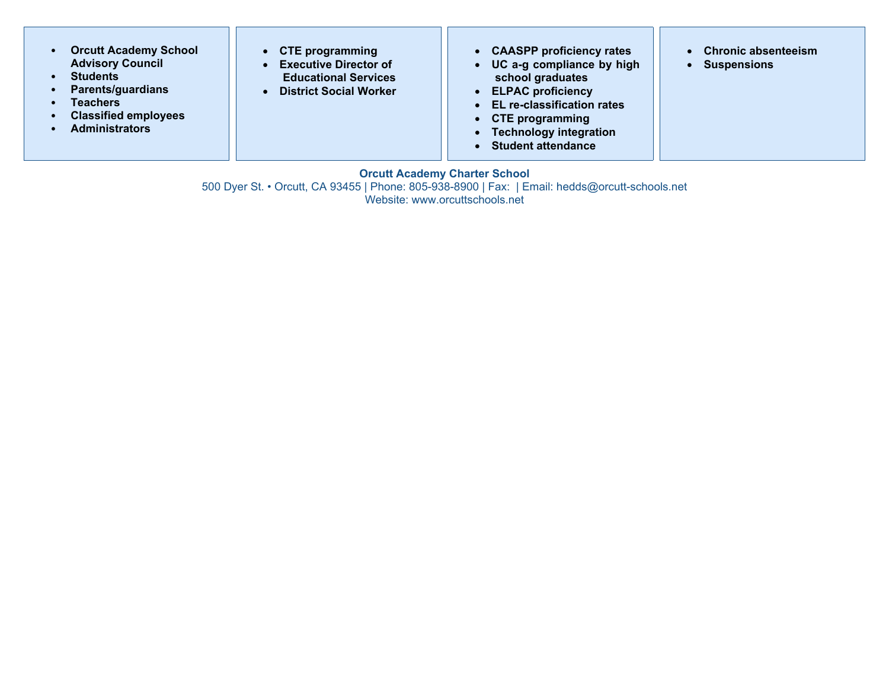| | | | |
|---|---|---|---|
| • Orcutt Academy School Advisory Council<br>• Students<br>• Parents/guardians<br>• Teachers<br>• Classified employees<br>• Administrators | • CTE programming<br>• Executive Director of Educational Services<br>• District Social Worker | • CAASPP proficiency rates<br>• UC a-g compliance by high school graduates<br>• ELPAC proficiency<br>• EL re-classification rates<br>• CTE programming<br>• Technology integration<br>• Student attendance | • Chronic absenteeism<br>• Suspensions |

**Orcutt Academy Charter School**

500 Dyer St. • Orcutt, CA 93455 | Phone: 805-938-8900 | Fax:  | Email: hedds@orcutt-schools.net

Website: www.orcuttschools.net